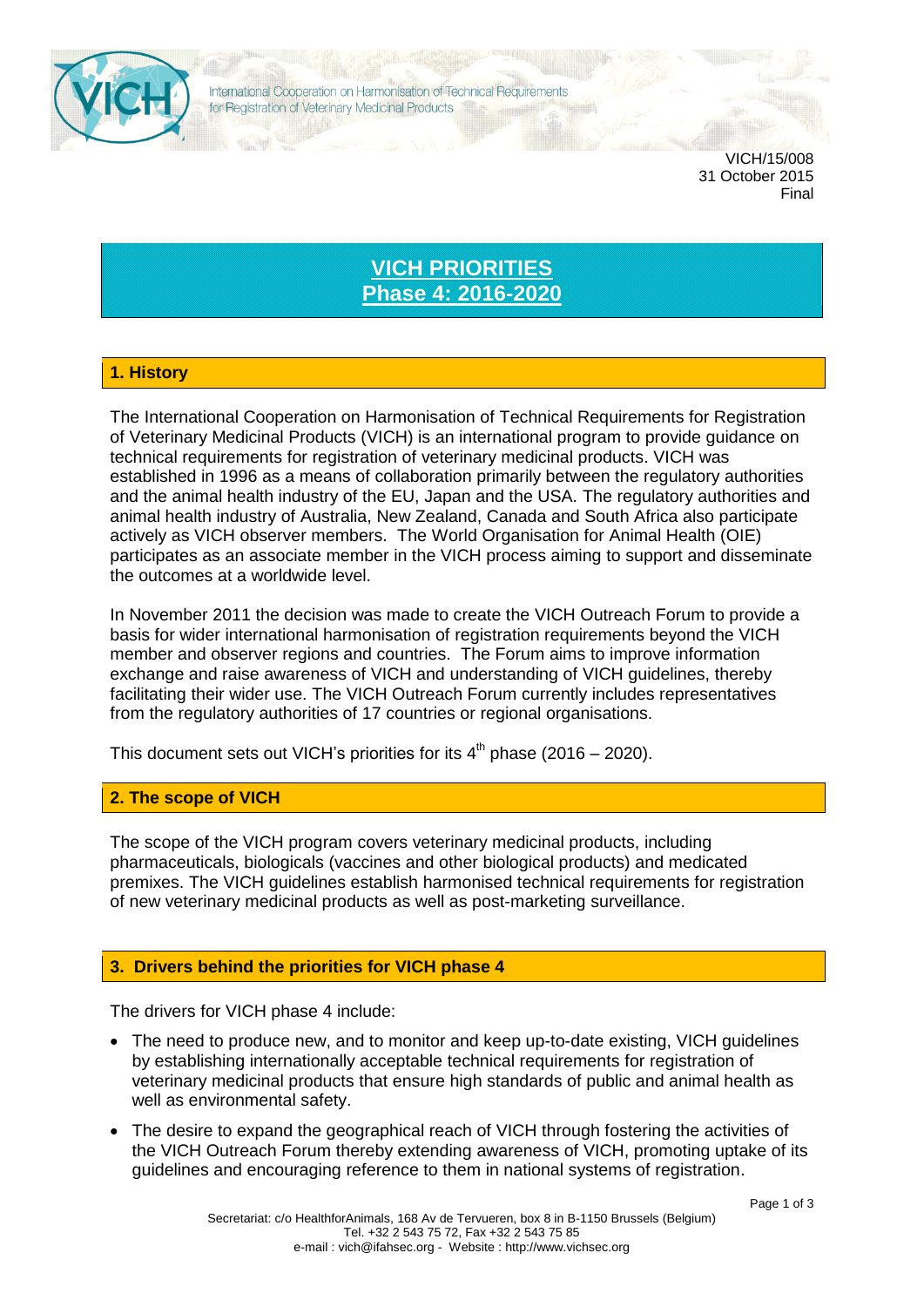International Cooperation on Harmonisation of Technical Requirements for Registration of Veterinary Medicinal Products

VICH/15/008
31 October 2015
Final

# VICH PRIORITIES
# Phase 4: 2016-2020

## 1. History

The International Cooperation on Harmonisation of Technical Requirements for Registration of Veterinary Medicinal Products (VICH) is an international program to provide guidance on technical requirements for registration of veterinary medicinal products. VICH was established in 1996 as a means of collaboration primarily between the regulatory authorities and the animal health industry of the EU, Japan and the USA. The regulatory authorities and animal health industry of Australia, New Zealand, Canada and South Africa also participate actively as VICH observer members. The World Organisation for Animal Health (OIE) participates as an associate member in the VICH process aiming to support and disseminate the outcomes at a worldwide level.

In November 2011 the decision was made to create the VICH Outreach Forum to provide a basis for wider international harmonisation of registration requirements beyond the VICH member and observer regions and countries. The Forum aims to improve information exchange and raise awareness of VICH and understanding of VICH guidelines, thereby facilitating their wider use. The VICH Outreach Forum currently includes representatives from the regulatory authorities of 17 countries or regional organisations.

This document sets out VICH's priorities for its 4th phase (2016 – 2020).

## 2. The scope of VICH

The scope of the VICH program covers veterinary medicinal products, including pharmaceuticals, biologicals (vaccines and other biological products) and medicated premixes. The VICH guidelines establish harmonised technical requirements for registration of new veterinary medicinal products as well as post-marketing surveillance.

## 3. Drivers behind the priorities for VICH phase 4

The drivers for VICH phase 4 include:

- The need to produce new, and to monitor and keep up-to-date existing, VICH guidelines by establishing internationally acceptable technical requirements for registration of veterinary medicinal products that ensure high standards of public and animal health as well as environmental safety.
- The desire to expand the geographical reach of VICH through fostering the activities of the VICH Outreach Forum thereby extending awareness of VICH, promoting uptake of its guidelines and encouraging reference to them in national systems of registration.

Secretariat: c/o HealthforAnimals, 168 Av de Tervueren, box 8 in B-1150 Brussels (Belgium)
Tel. +32 2 543 75 72, Fax +32 2 543 75 85
e-mail : vich@ifahsec.org - Website : http://www.vichsec.org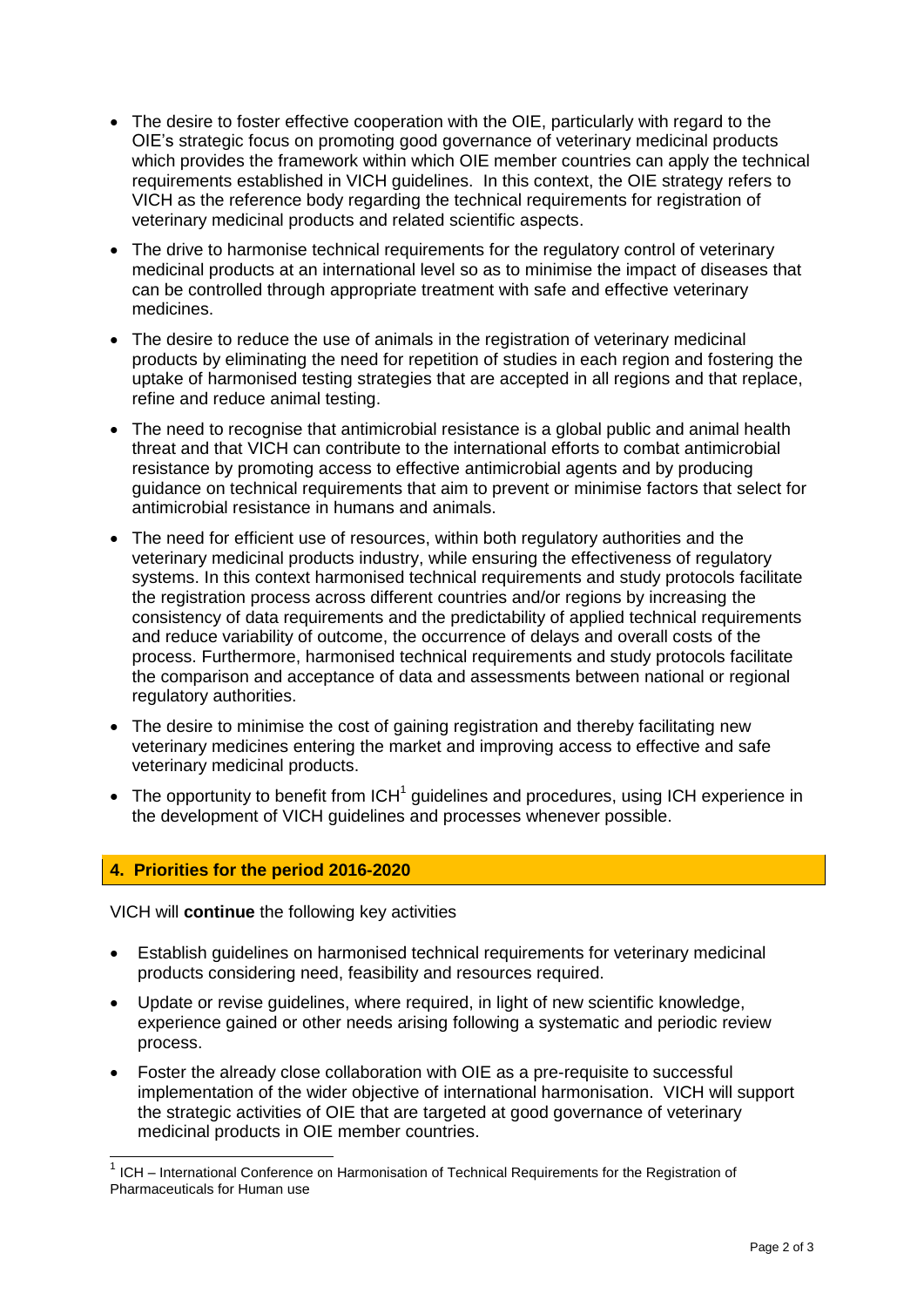- The desire to foster effective cooperation with the OIE, particularly with regard to the OIE's strategic focus on promoting good governance of veterinary medicinal products which provides the framework within which OIE member countries can apply the technical requirements established in VICH guidelines. In this context, the OIE strategy refers to VICH as the reference body regarding the technical requirements for registration of veterinary medicinal products and related scientific aspects.
- The drive to harmonise technical requirements for the regulatory control of veterinary medicinal products at an international level so as to minimise the impact of diseases that can be controlled through appropriate treatment with safe and effective veterinary medicines.
- The desire to reduce the use of animals in the registration of veterinary medicinal products by eliminating the need for repetition of studies in each region and fostering the uptake of harmonised testing strategies that are accepted in all regions and that replace, refine and reduce animal testing.
- The need to recognise that antimicrobial resistance is a global public and animal health threat and that VICH can contribute to the international efforts to combat antimicrobial resistance by promoting access to effective antimicrobial agents and by producing guidance on technical requirements that aim to prevent or minimise factors that select for antimicrobial resistance in humans and animals.
- The need for efficient use of resources, within both regulatory authorities and the veterinary medicinal products industry, while ensuring the effectiveness of regulatory systems. In this context harmonised technical requirements and study protocols facilitate the registration process across different countries and/or regions by increasing the consistency of data requirements and the predictability of applied technical requirements and reduce variability of outcome, the occurrence of delays and overall costs of the process. Furthermore, harmonised technical requirements and study protocols facilitate the comparison and acceptance of data and assessments between national or regional regulatory authorities.
- The desire to minimise the cost of gaining registration and thereby facilitating new veterinary medicines entering the market and improving access to effective and safe veterinary medicinal products.
- The opportunity to benefit from ICH[1] guidelines and procedures, using ICH experience in the development of VICH guidelines and processes whenever possible.

## 4. Priorities for the period 2016-2020

VICH will **continue** the following key activities

- Establish guidelines on harmonised technical requirements for veterinary medicinal products considering need, feasibility and resources required.
- Update or revise guidelines, where required, in light of new scientific knowledge, experience gained or other needs arising following a systematic and periodic review process.
- Foster the already close collaboration with OIE as a pre-requisite to successful implementation of the wider objective of international harmonisation. VICH will support the strategic activities of OIE that are targeted at good governance of veterinary medicinal products in OIE member countries.

[1] ICH – International Conference on Harmonisation of Technical Requirements for the Registration of Pharmaceuticals for Human use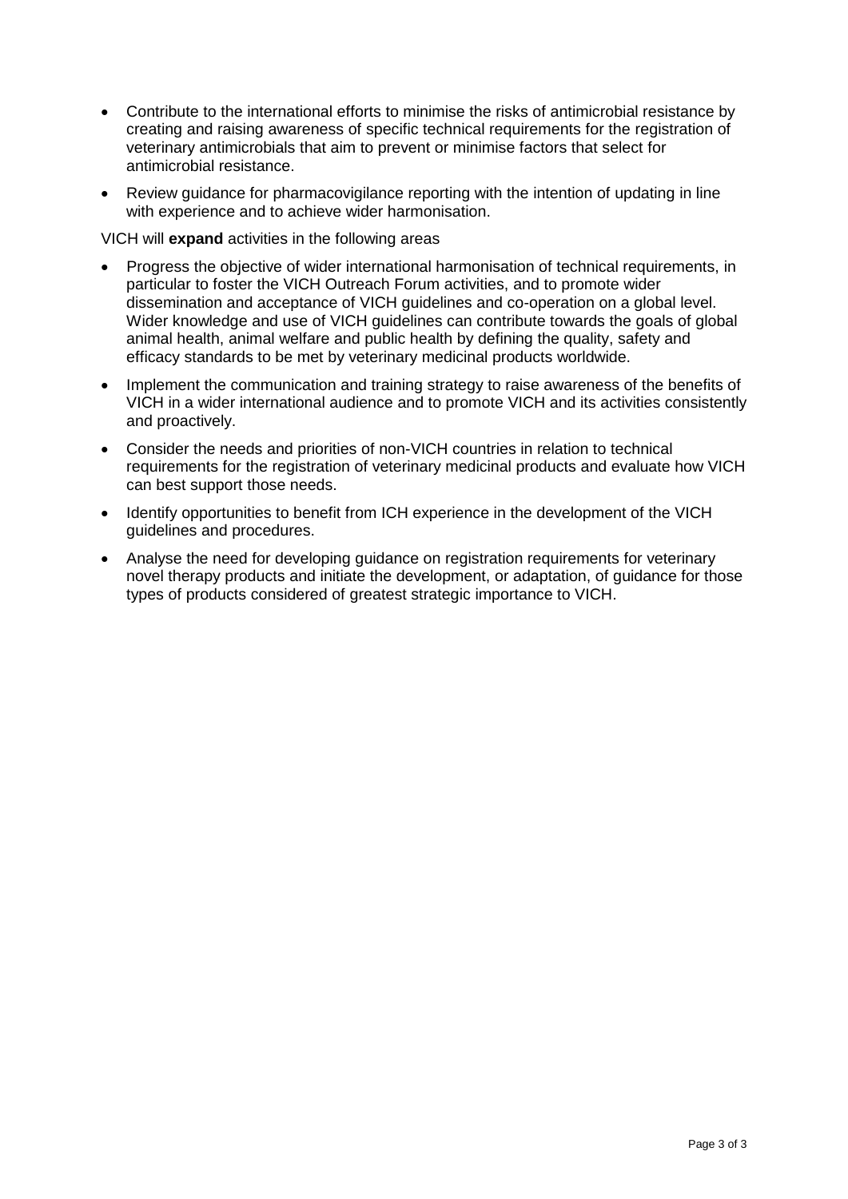- Contribute to the international efforts to minimise the risks of antimicrobial resistance by creating and raising awareness of specific technical requirements for the registration of veterinary antimicrobials that aim to prevent or minimise factors that select for antimicrobial resistance.
- Review guidance for pharmacovigilance reporting with the intention of updating in line with experience and to achieve wider harmonisation.

VICH will **expand** activities in the following areas

- Progress the objective of wider international harmonisation of technical requirements, in particular to foster the VICH Outreach Forum activities, and to promote wider dissemination and acceptance of VICH guidelines and co-operation on a global level. Wider knowledge and use of VICH guidelines can contribute towards the goals of global animal health, animal welfare and public health by defining the quality, safety and efficacy standards to be met by veterinary medicinal products worldwide.
- Implement the communication and training strategy to raise awareness of the benefits of VICH in a wider international audience and to promote VICH and its activities consistently and proactively.
- Consider the needs and priorities of non-VICH countries in relation to technical requirements for the registration of veterinary medicinal products and evaluate how VICH can best support those needs.
- Identify opportunities to benefit from ICH experience in the development of the VICH guidelines and procedures.
- Analyse the need for developing guidance on registration requirements for veterinary novel therapy products and initiate the development, or adaptation, of guidance for those types of products considered of greatest strategic importance to VICH.